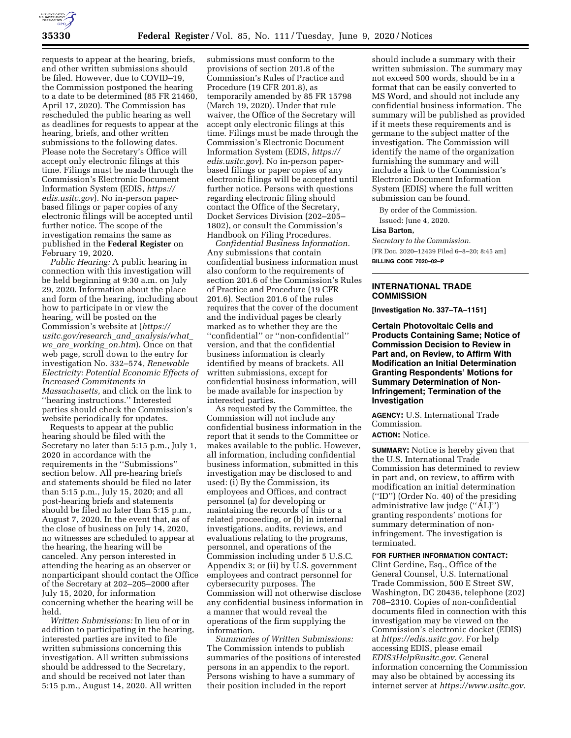requests to appear at the hearing, briefs, and other written submissions should be filed. However, due to COVID–19, the Commission postponed the hearing to a date to be determined (85 FR 21460, April 17, 2020). The Commission has rescheduled the public hearing as well as deadlines for requests to appear at the hearing, briefs, and other written submissions to the following dates. Please note the Secretary's Office will accept only electronic filings at this time. Filings must be made through the Commission's Electronic Document Information System (EDIS, *https://edis.usitc.gov*). No in-person paper-based filings or paper copies of any electronic filings will be accepted until further notice. The scope of the investigation remains the same as published in the **Federal Register** on February 19, 2020.

*Public Hearing:* A public hearing in connection with this investigation will be held beginning at 9:30 a.m. on July 29, 2020. Information about the place and form of the hearing, including about how to participate in or view the hearing, will be posted on the Commission's website at (*https://usitc.gov/research_and_analysis/what_we_are_working_on.htm*). Once on that web page, scroll down to the entry for investigation No. 332–574, *Renewable Electricity: Potential Economic Effects of Increased Commitments in Massachusetts,* and click on the link to ''hearing instructions.'' Interested parties should check the Commission's website periodically for updates.

Requests to appear at the public hearing should be filed with the Secretary no later than 5:15 p.m., July 1, 2020 in accordance with the requirements in the ''Submissions'' section below. All pre-hearing briefs and statements should be filed no later than 5:15 p.m., July 15, 2020; and all post-hearing briefs and statements should be filed no later than 5:15 p.m., August 7, 2020. In the event that, as of the close of business on July 14, 2020, no witnesses are scheduled to appear at the hearing, the hearing will be canceled. Any person interested in attending the hearing as an observer or nonparticipant should contact the Office of the Secretary at 202–205–2000 after July 15, 2020, for information concerning whether the hearing will be held.

*Written Submissions:* In lieu of or in addition to participating in the hearing, interested parties are invited to file written submissions concerning this investigation. All written submissions should be addressed to the Secretary, and should be received not later than 5:15 p.m., August 14, 2020. All written submissions must conform to the provisions of section 201.8 of the Commission's Rules of Practice and Procedure (19 CFR 201.8), as temporarily amended by 85 FR 15798 (March 19, 2020). Under that rule waiver, the Office of the Secretary will accept only electronic filings at this time. Filings must be made through the Commission's Electronic Document Information System (EDIS, *https://edis.usitc.gov*). No in-person paper-based filings or paper copies of any electronic filings will be accepted until further notice. Persons with questions regarding electronic filing should contact the Office of the Secretary, Docket Services Division (202–205–1802), or consult the Commission's Handbook on Filing Procedures.

*Confidential Business Information.* Any submissions that contain confidential business information must also conform to the requirements of section 201.6 of the Commission's Rules of Practice and Procedure (19 CFR 201.6). Section 201.6 of the rules requires that the cover of the document and the individual pages be clearly marked as to whether they are the ''confidential'' or ''non-confidential'' version, and that the confidential business information is clearly identified by means of brackets. All written submissions, except for confidential business information, will be made available for inspection by interested parties.

As requested by the Committee, the Commission will not include any confidential business information in the report that it sends to the Committee or makes available to the public. However, all information, including confidential business information, submitted in this investigation may be disclosed to and used: (i) By the Commission, its employees and Offices, and contract personnel (a) for developing or maintaining the records of this or a related proceeding, or (b) in internal investigations, audits, reviews, and evaluations relating to the programs, personnel, and operations of the Commission including under 5 U.S.C. Appendix 3; or (ii) by U.S. government employees and contract personnel for cybersecurity purposes. The Commission will not otherwise disclose any confidential business information in a manner that would reveal the operations of the firm supplying the information.

*Summaries of Written Submissions:* The Commission intends to publish summaries of the positions of interested persons in an appendix to the report. Persons wishing to have a summary of their position included in the report should include a summary with their written submission. The summary may not exceed 500 words, should be in a format that can be easily converted to MS Word, and should not include any confidential business information. The summary will be published as provided if it meets these requirements and is germane to the subject matter of the investigation. The Commission will identify the name of the organization furnishing the summary and will include a link to the Commission's Electronic Document Information System (EDIS) where the full written submission can be found.

By order of the Commission.

Issued: June 4, 2020.

**Lisa Barton,**

*Secretary to the Commission.*

[FR Doc. 2020–12439 Filed 6–8–20; 8:45 am]

**BILLING CODE 7020–02–P**

---

## INTERNATIONAL TRADE COMMISSION

**[Investigation No. 337–TA–1151]**

## Certain Photovoltaic Cells and Products Containing Same; Notice of Commission Decision to Review in Part and, on Review, to Affirm With Modification an Initial Determination Granting Respondents' Motions for Summary Determination of Non-Infringement; Termination of the Investigation

**AGENCY:** U.S. International Trade Commission.

**ACTION:** Notice.

**SUMMARY:** Notice is hereby given that the U.S. International Trade Commission has determined to review in part and, on review, to affirm with modification an initial determination (''ID'') (Order No. 40) of the presiding administrative law judge (''ALJ'') granting respondents' motions for summary determination of non-infringement. The investigation is terminated.

**FOR FURTHER INFORMATION CONTACT:** Clint Gerdine, Esq., Office of the General Counsel, U.S. International Trade Commission, 500 E Street SW, Washington, DC 20436, telephone (202) 708–2310. Copies of non-confidential documents filed in connection with this investigation may be viewed on the Commission's electronic docket (EDIS) at *https://edis.usitc.gov.* For help accessing EDIS, please email *EDIS3Help@usitc.gov.* General information concerning the Commission may also be obtained by accessing its internet server at *https://www.usitc.gov.*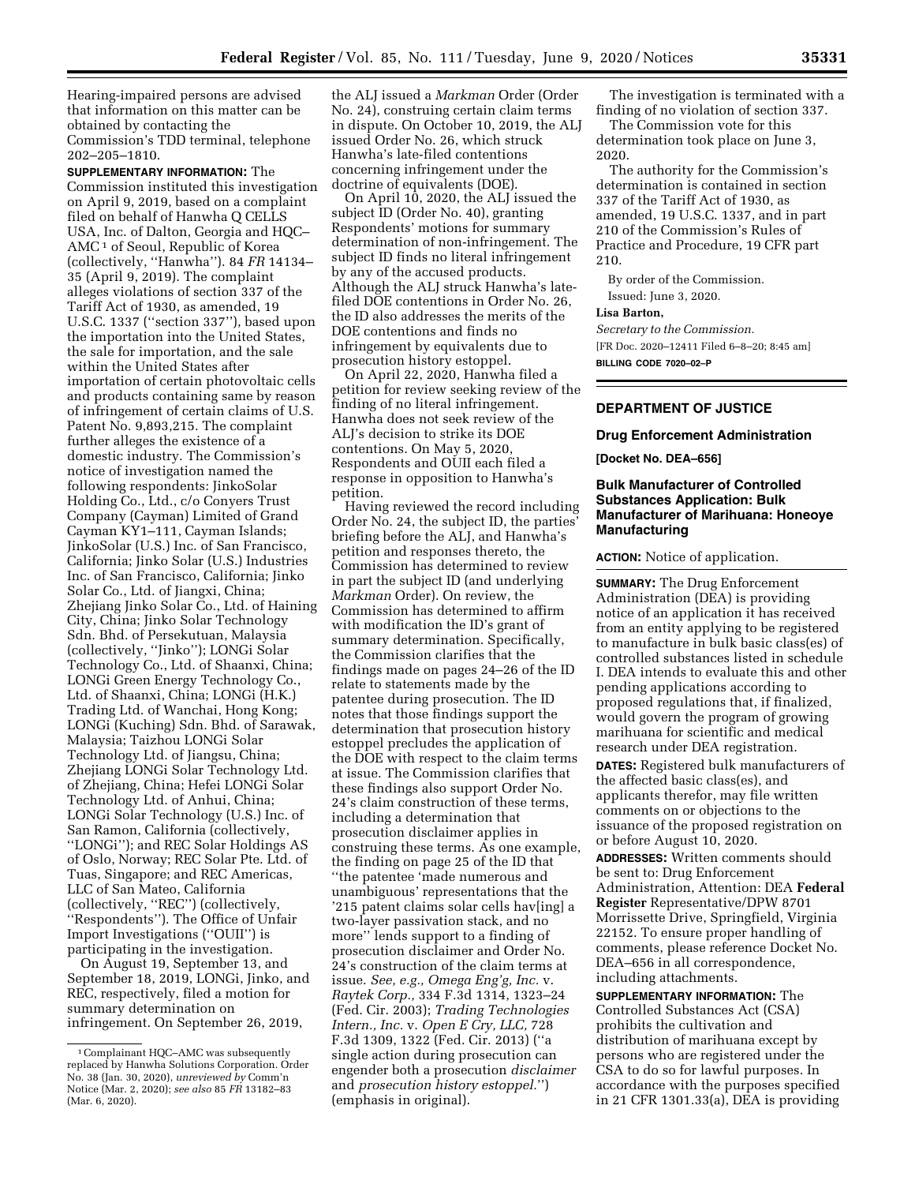Hearing-impaired persons are advised that information on this matter can be obtained by contacting the Commission's TDD terminal, telephone 202–205–1810.

**SUPPLEMENTARY INFORMATION:** The Commission instituted this investigation on April 9, 2019, based on a complaint filed on behalf of Hanwha Q CELLS USA, Inc. of Dalton, Georgia and HQC–AMC[1] of Seoul, Republic of Korea (collectively, "Hanwha"). 84 *FR* 14134–35 (April 9, 2019). The complaint alleges violations of section 337 of the Tariff Act of 1930, as amended, 19 U.S.C. 1337 ("section 337"), based upon the importation into the United States, the sale for importation, and the sale within the United States after importation of certain photovoltaic cells and products containing same by reason of infringement of certain claims of U.S. Patent No. 9,893,215. The complaint further alleges the existence of a domestic industry. The Commission's notice of investigation named the following respondents: JinkoSolar Holding Co., Ltd., c/o Conyers Trust Company (Cayman) Limited of Grand Cayman KY1–111, Cayman Islands; JinkoSolar (U.S.) Inc. of San Francisco, California; Jinko Solar (U.S.) Industries Inc. of San Francisco, California; Jinko Solar Co., Ltd. of Jiangxi, China; Zhejiang Jinko Solar Co., Ltd. of Haining City, China; Jinko Solar Technology Sdn. Bhd. of Persekutuan, Malaysia (collectively, "Jinko"); LONGi Solar Technology Co., Ltd. of Shaanxi, China; LONGi Green Energy Technology Co., Ltd. of Shaanxi, China; LONGi (H.K.) Trading Ltd. of Wanchai, Hong Kong; LONGi (Kuching) Sdn. Bhd. of Sarawak, Malaysia; Taizhou LONGi Solar Technology Ltd. of Jiangsu, China; Zhejiang LONGi Solar Technology Ltd. of Zhejiang, China; Hefei LONGi Solar Technology Ltd. of Anhui, China; LONGi Solar Technology (U.S.) Inc. of San Ramon, California (collectively, "LONGi"); and REC Solar Holdings AS of Oslo, Norway; REC Solar Pte. Ltd. of Tuas, Singapore; and REC Americas, LLC of San Mateo, California (collectively, "REC") (collectively, "Respondents"). The Office of Unfair Import Investigations ("OUII") is participating in the investigation.

On August 19, September 13, and September 18, 2019, LONGi, Jinko, and REC, respectively, filed a motion for summary determination on infringement. On September 26, 2019, the ALJ issued a *Markman* Order (Order No. 24), construing certain claim terms in dispute. On October 10, 2019, the ALJ issued Order No. 26, which struck Hanwha's late-filed contentions concerning infringement under the doctrine of equivalents (DOE).

On April 10, 2020, the ALJ issued the subject ID (Order No. 40), granting Respondents' motions for summary determination of non-infringement. The subject ID finds no literal infringement by any of the accused products. Although the ALJ struck Hanwha's late-filed DOE contentions in Order No. 26, the ID also addresses the merits of the DOE contentions and finds no infringement by equivalents due to prosecution history estoppel.

On April 22, 2020, Hanwha filed a petition for review seeking review of the finding of no literal infringement. Hanwha does not seek review of the ALJ's decision to strike its DOE contentions. On May 5, 2020, Respondents and OUII each filed a response in opposition to Hanwha's petition.

Having reviewed the record including Order No. 24, the subject ID, the parties' briefing before the ALJ, and Hanwha's petition and responses thereto, the Commission has determined to review in part the subject ID (and underlying *Markman* Order). On review, the Commission has determined to affirm with modification the ID's grant of summary determination. Specifically, the Commission clarifies that the findings made on pages 24–26 of the ID relate to statements made by the patentee during prosecution. The ID notes that those findings support the determination that prosecution history estoppel precludes the application of the DOE with respect to the claim terms at issue. The Commission clarifies that these findings also support Order No. 24's claim construction of these terms, including a determination that prosecution disclaimer applies in construing these terms. As one example, the finding on page 25 of the ID that "the patentee 'made numerous and unambiguous' representations that the '215 patent claims solar cells hav[ing] a two-layer passivation stack, and no more" lends support to a finding of prosecution disclaimer and Order No. 24's construction of the claim terms at issue. *See, e.g., Omega Eng'g, Inc.* v. *Raytek Corp.,* 334 F.3d 1314, 1323–24 (Fed. Cir. 2003); *Trading Technologies Intern., Inc.* v. *Open E Cry, LLC,* 728 F.3d 1309, 1322 (Fed. Cir. 2013) ("a single action during prosecution can engender both a prosecution *disclaimer* and *prosecution history estoppel.*") (emphasis in original).

The investigation is terminated with a finding of no violation of section 337.

The Commission vote for this determination took place on June 3, 2020.

The authority for the Commission's determination is contained in section 337 of the Tariff Act of 1930, as amended, 19 U.S.C. 1337, and in part 210 of the Commission's Rules of Practice and Procedure, 19 CFR part 210.

By order of the Commission.

Issued: June 3, 2020.

**Lisa Barton,**

*Secretary to the Commission.*

[FR Doc. 2020–12411 Filed 6–8–20; 8:45 am]

**BILLING CODE 7020–02–P**

[1] Complainant HQC–AMC was subsequently replaced by Hanwha Solutions Corporation. Order No. 38 (Jan. 30, 2020), *unreviewed by* Comm'n Notice (Mar. 2, 2020); *see also* 85 *FR* 13182–83 (Mar. 6, 2020).

---

## DEPARTMENT OF JUSTICE

### Drug Enforcement Administration

**[Docket No. DEA–656]**

### Bulk Manufacturer of Controlled Substances Application: Bulk Manufacturer of Marihuana: Honeoye Manufacturing

**ACTION:** Notice of application.

**SUMMARY:** The Drug Enforcement Administration (DEA) is providing notice of an application it has received from an entity applying to be registered to manufacture in bulk basic class(es) of controlled substances listed in schedule I. DEA intends to evaluate this and other pending applications according to proposed regulations that, if finalized, would govern the program of growing marihuana for scientific and medical research under DEA registration.

**DATES:** Registered bulk manufacturers of the affected basic class(es), and applicants therefor, may file written comments on or objections to the issuance of the proposed registration on or before August 10, 2020.

**ADDRESSES:** Written comments should be sent to: Drug Enforcement Administration, Attention: DEA **Federal Register** Representative/DPW 8701 Morrissette Drive, Springfield, Virginia 22152. To ensure proper handling of comments, please reference Docket No. DEA–656 in all correspondence, including attachments.

**SUPPLEMENTARY INFORMATION:** The Controlled Substances Act (CSA) prohibits the cultivation and distribution of marihuana except by persons who are registered under the CSA to do so for lawful purposes. In accordance with the purposes specified in 21 CFR 1301.33(a), DEA is providing